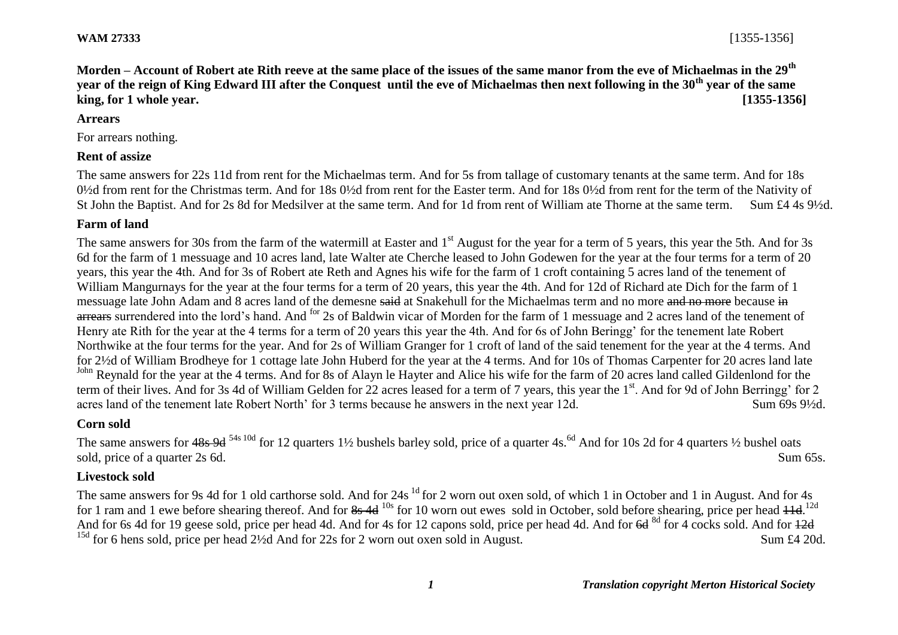**WAM 27333** [1355-1356]

**Morden – Account of Robert ate Rith reeve at the same place of the issues of the same manor from the eve of Michaelmas in the 29th year of the reign of King Edward III after the Conquest until the eve of Michaelmas then next following in the 30th year of the same king, for 1 whole year. [1355-1356]**

**Arrears**

For arrears nothing.

**Rent of assize**

The same answers for 22s 11d from rent for the Michaelmas term. And for 5s from tallage of customary tenants at the same term. And for 18s 0½d from rent for the Christmas term. And for 18s 0½d from rent for the Easter term. And for 18s 0½d from rent for the term of the Nativity of St John the Baptist. And for 2s 8d for Medsilver at the same term. And for 1d from rent of William ate Thorne at the same term. Sum £4 4s 9½d.

**Farm of land**

The same answers for 30s from the farm of the watermill at Easter and 1st August for the year for a term of 5 years, this year the 5th. And for 3s 6d for the farm of 1 messuage and 10 acres land, late Walter ate Cherche leased to John Godewen for the year at the four terms for a term of 20 years, this year the 4th. And for 3s of Robert ate Reth and Agnes his wife for the farm of 1 croft containing 5 acres land of the tenement of William Mangurnays for the year at the four terms for a term of 20 years, this year the 4th. And for 12d of Richard ate Dich for the farm of 1 messuage late John Adam and 8 acres land of the demesne ~~said~~ at Snakehull for the Michaelmas term and no more ~~and no more~~ because ~~in arrears~~ surrendered into the lord's hand. And [for] 2s of Baldwin vicar of Morden for the farm of 1 messuage and 2 acres land of the tenement of Henry ate Rith for the year at the 4 terms for a term of 20 years this year the 4th. And for 6s of John Beringg' for the tenement late Robert Northwike at the four terms for the year. And for 2s of William Granger for 1 croft of land of the said tenement for the year at the 4 terms. And for 2½d of William Brodheye for 1 cottage late John Huberd for the year at the 4 terms. And for 10s of Thomas Carpenter for 20 acres land late [John] Reynald for the year at the 4 terms. And for 8s of Alayn le Hayter and Alice his wife for the farm of 20 acres land called Gildenlond for the term of their lives. And for 3s 4d of William Gelden for 22 acres leased for a term of 7 years, this year the 1st. And for 9d of John Berringg' for 2 acres land of the tenement late Robert North' for 3 terms because he answers in the next year 12d. Sum 69s 9½d.

**Corn sold**

The same answers for ~~48s 9d~~ [54s 10d] for 12 quarters 1½ bushels barley sold, price of a quarter 4s.[6d] And for 10s 2d for 4 quarters ½ bushel oats sold, price of a quarter 2s 6d. Sum 65s.

**Livestock sold**

The same answers for 9s 4d for 1 old carthorse sold. And for 24s [1d] for 2 worn out oxen sold, of which 1 in October and 1 in August. And for 4s for 1 ram and 1 ewe before shearing thereof. And for ~~8s 4d~~ [10s] for 10 worn out ewes sold in October, sold before shearing, price per head ~~11d~~.[12d] And for 6s 4d for 19 geese sold, price per head 4d. And for 4s for 12 capons sold, price per head 4d. And for ~~6d~~ [8d] for 4 cocks sold. And for ~~12d~~ [15d] for 6 hens sold, price per head 2½d And for 22s for 2 worn out oxen sold in August. Sum £4 20d.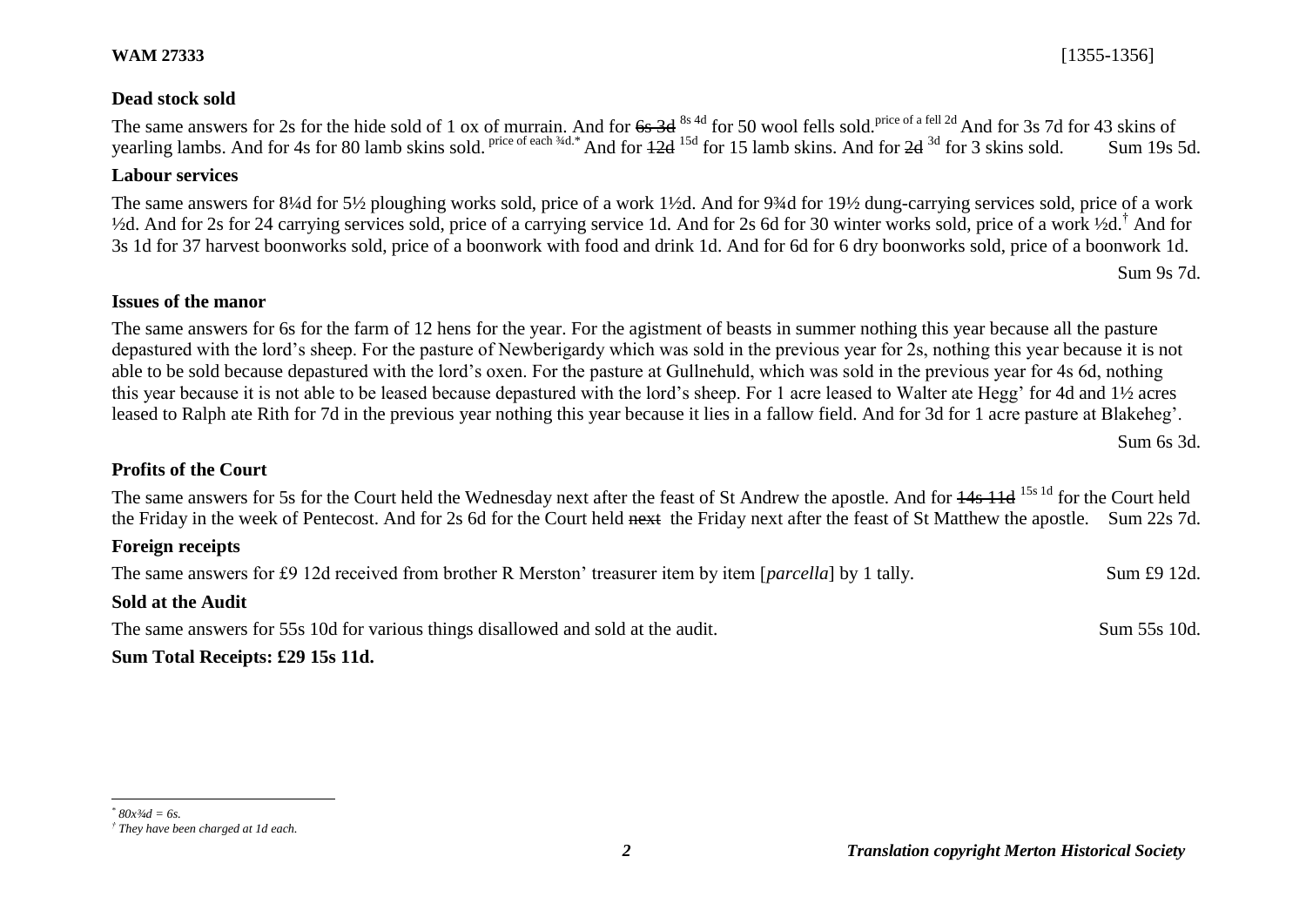**WAM 27333** [1355-1356]

**Dead stock sold**

The same answers for 2s for the hide sold of 1 ox of murrain. And for ~~6s 3d~~ 8s 4d for 50 wool fells sold. price of a fell 2d And for 3s 7d for 43 skins of yearling lambs. And for 4s for 80 lamb skins sold. price of each ¾d.* And for ~~12d~~ 15d for 15 lamb skins. And for ~~2d~~ 3d for 3 skins sold. Sum 19s 5d.

**Labour services**

The same answers for 8¼d for 5½ ploughing works sold, price of a work 1½d. And for 9¾d for 19½ dung-carrying services sold, price of a work ½d. And for 2s for 24 carrying services sold, price of a carrying service 1d. And for 2s 6d for 30 winter works sold, price of a work ½d.† And for 3s 1d for 37 harvest boonworks sold, price of a boonwork with food and drink 1d. And for 6d for 6 dry boonworks sold, price of a boonwork 1d.

Sum 9s 7d.

**Issues of the manor**

The same answers for 6s for the farm of 12 hens for the year. For the agistment of beasts in summer nothing this year because all the pasture depastured with the lord's sheep. For the pasture of Newberigardy which was sold in the previous year for 2s, nothing this year because it is not able to be sold because depastured with the lord's oxen. For the pasture at Gullnehuld, which was sold in the previous year for 4s 6d, nothing this year because it is not able to be leased because depastured with the lord's sheep. For 1 acre leased to Walter ate Hegg' for 4d and 1½ acres leased to Ralph ate Rith for 7d in the previous year nothing this year because it lies in a fallow field. And for 3d for 1 acre pasture at Blakeheg'.

Sum 6s 3d.

**Profits of the Court**

The same answers for 5s for the Court held the Wednesday next after the feast of St Andrew the apostle. And for ~~14s 11d~~ 15s 1d for the Court held the Friday in the week of Pentecost. And for 2s 6d for the Court held ~~next~~ the Friday next after the feast of St Matthew the apostle. Sum 22s 7d.

**Foreign receipts**

The same answers for £9 12d received from brother R Merston' treasurer item by item [*parcella*] by 1 tally. Sum £9 12d.

**Sold at the Audit**

The same answers for 55s 10d for various things disallowed and sold at the audit. Sum 55s 10d.

**Sum Total Receipts: £29 15s 11d.**

---

\* *80x¾d = 6s.*

† *They have been charged at 1d each.*

***Translation copyright Merton Historical Society***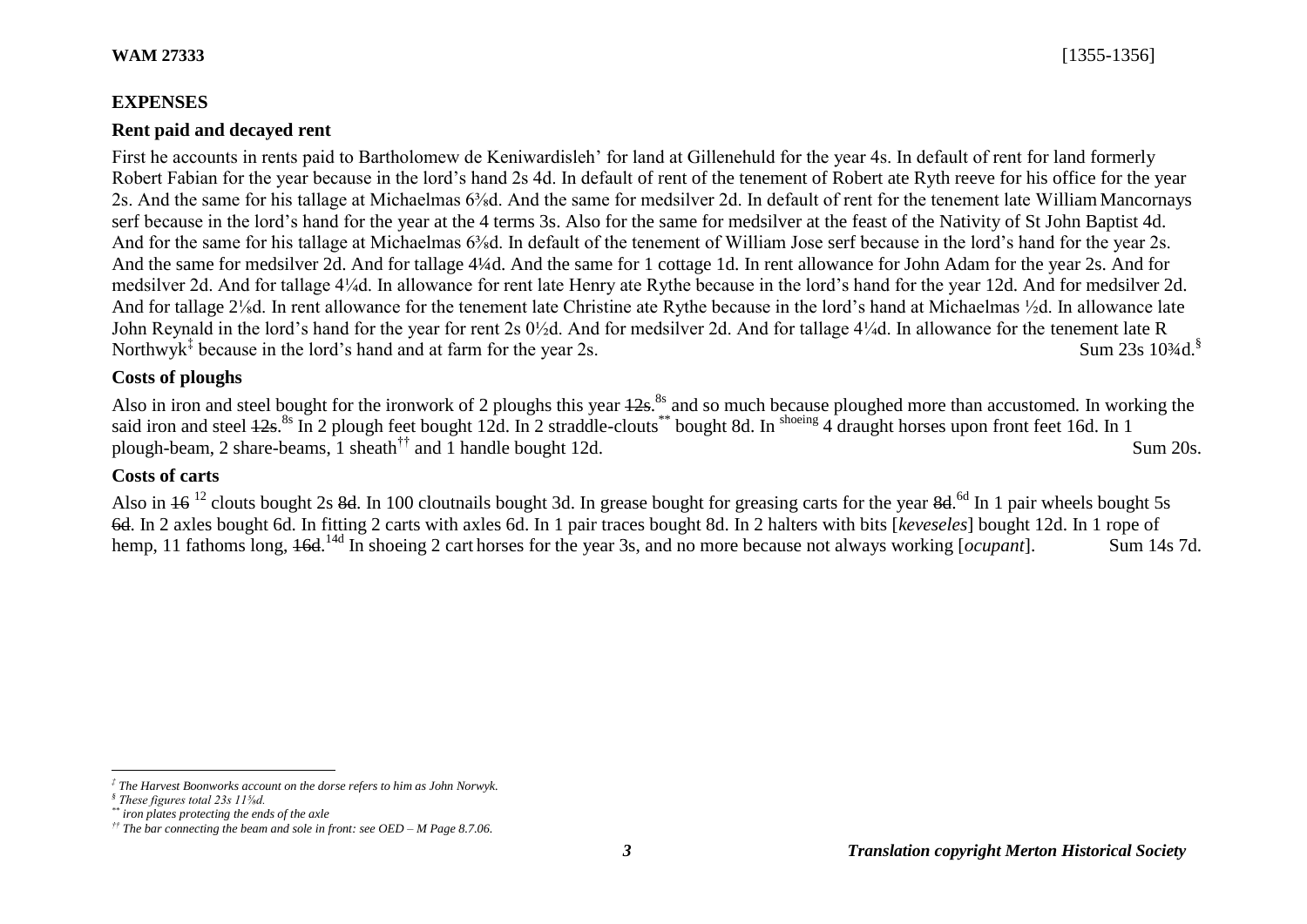**WAM 27333** [1355-1356]

## EXPENSES

### Rent paid and decayed rent

First he accounts in rents paid to Bartholomew de Keniwardisleh' for land at Gillenehuld for the year 4s. In default of rent for land formerly Robert Fabian for the year because in the lord's hand 2s 4d. In default of rent of the tenement of Robert ate Ryth reeve for his office for the year 2s. And the same for his tallage at Michaelmas 6⅜d. And the same for medsilver 2d. In default of rent for the tenement late William Mancornays serf because in the lord's hand for the year at the 4 terms 3s. Also for the same for medsilver at the feast of the Nativity of St John Baptist 4d. And for the same for his tallage at Michaelmas 6⅜d. In default of the tenement of William Jose serf because in the lord's hand for the year 2s. And the same for medsilver 2d. And for tallage 4¼d. And the same for 1 cottage 1d. In rent allowance for John Adam for the year 2s. And for medsilver 2d. And for tallage 4¼d. In allowance for rent late Henry ate Rythe because in the lord's hand for the year 12d. And for medsilver 2d. And for tallage 2⅛d. In rent allowance for the tenement late Christine ate Rythe because in the lord's hand at Michaelmas ½d. In allowance late John Reynald in the lord's hand for the year for rent 2s 0½d. And for medsilver 2d. And for tallage 4¼d. In allowance for the tenement late R Northwyk[‡] because in the lord's hand and at farm for the year 2s. Sum 23s 10¾d.[§]

### Costs of ploughs

Also in iron and steel bought for the ironwork of 2 ploughs this year ~~12s~~.[8s] and so much because ploughed more than accustomed. In working the said iron and steel ~~12s~~.[8s] In 2 plough feet bought 12d. In 2 straddle-clouts[**] bought 8d. In [shoeing] 4 draught horses upon front feet 16d. In 1 plough-beam, 2 share-beams, 1 sheath[††] and 1 handle bought 12d. Sum 20s.

### Costs of carts

Also in ~~16~~ [12] clouts bought 2s ~~8d~~. In 100 cloutnails bought 3d. In grease bought for greasing carts for the year ~~8d~~.[6d] In 1 pair wheels bought 5s ~~6d~~. In 2 axles bought 6d. In fitting 2 carts with axles 6d. In 1 pair traces bought 8d. In 2 halters with bits [*keveseles*] bought 12d. In 1 rope of hemp, 11 fathoms long, ~~16d~~.[14d] In shoeing 2 cart horses for the year 3s, and no more because not always working [*ocupant*]. Sum 14s 7d.

---

*‡ The Harvest Boonworks account on the dorse refers to him as John Norwyk.*

*§ These figures total 23s 11⅝d.*

*\*\* iron plates protecting the ends of the axle*

*†† The bar connecting the beam and sole in front: see OED – M Page 8.7.06.*

*Translation copyright Merton Historical Society*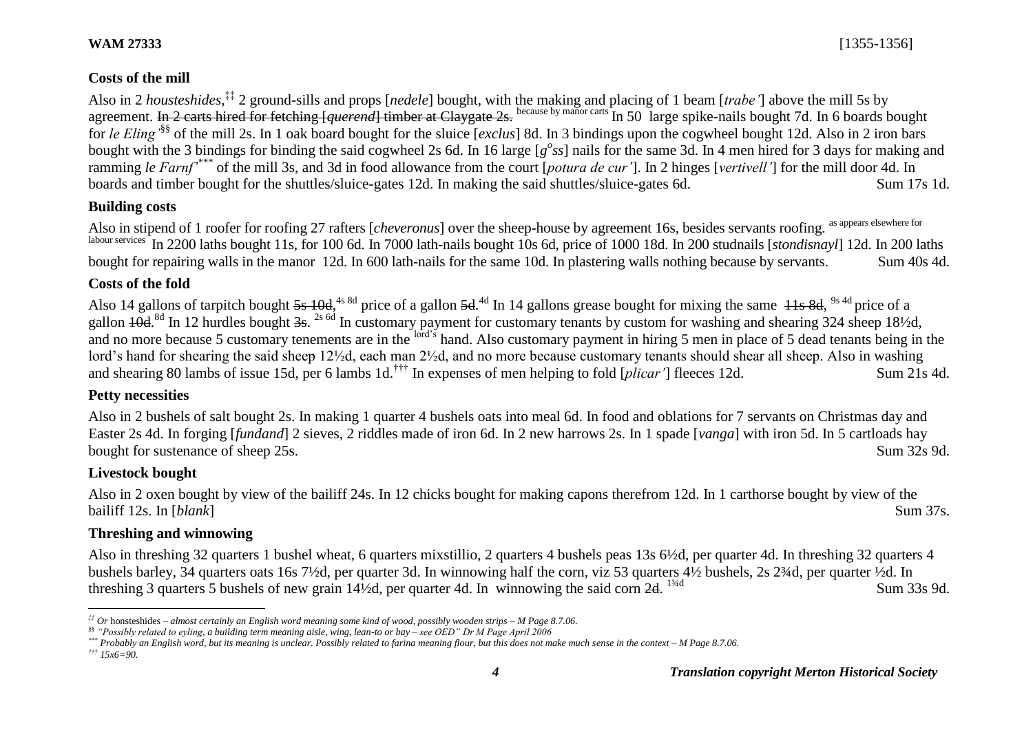**WAM 27333** [1355-1356]

## Costs of the mill

Also in 2 *housteshides*,[‡‡] 2 ground-sills and props [*nedele*] bought, with the making and placing of 1 beam [*trabe'*] above the mill 5s by agreement. ~~In 2 carts hired for fetching [*querend*] timber at Claygate 2s.~~ [because by manor carts] In 50 large spike-nails bought 7d. In 6 boards bought for *le Eling'*[§§] of the mill 2s. In 1 oak board bought for the sluice [*exclus*] 8d. In 3 bindings upon the cogwheel bought 12d. Also in 2 iron bars bought with the 3 bindings for binding the said cogwheel 2s 6d. In 16 large [$g^o ss$] nails for the same 3d. In 4 men hired for 3 days for making and ramming *le Farnf'*[***] of the mill 3s, and 3d in food allowance from the court [*potura de cur'*]. In 2 hinges [*vertivell'*] for the mill door 4d. In boards and timber bought for the shuttles/sluice-gates 12d. In making the said shuttles/sluice-gates 6d. Sum 17s 1d.

## Building costs

Also in stipend of 1 roofer for roofing 27 rafters [*cheveronus*] over the sheep-house by agreement 16s, besides servants roofing. [as appears elsewhere for labour services] In 2200 laths bought 11s, for 100 6d. In 7000 lath-nails bought 10s 6d, price of 1000 18d. In 200 studnails [*stondisnayl*] 12d. In 200 laths bought for repairing walls in the manor 12d. In 600 lath-nails for the same 10d. In plastering walls nothing because by servants. Sum 40s 4d.

## Costs of the fold

Also 14 gallons of tarpitch bought ~~5s 10d~~,[4s 8d] price of a gallon ~~5d~~.[4d] In 14 gallons grease bought for mixing the same ~~11s 8d~~, [9s 4d] price of a gallon ~~10d~~.[8d] In 12 hurdles bought ~~3s~~. [2s 6d] In customary payment for customary tenants by custom for washing and shearing 324 sheep 18½d, and no more because 5 customary tenements are in the [lord's] hand. Also customary payment in hiring 5 men in place of 5 dead tenants being in the lord's hand for shearing the said sheep 12½d, each man 2½d, and no more because customary tenants should shear all sheep. Also in washing and shearing 80 lambs of issue 15d, per 6 lambs 1d.[†††] In expenses of men helping to fold [*plicar'*] fleeces 12d. Sum 21s 4d.

## Petty necessities

Also in 2 bushels of salt bought 2s. In making 1 quarter 4 bushels oats into meal 6d. In food and oblations for 7 servants on Christmas day and Easter 2s 4d. In forging [*fundand*] 2 sieves, 2 riddles made of iron 6d. In 2 new harrows 2s. In 1 spade [*vanga*] with iron 5d. In 5 cartloads hay bought for sustenance of sheep 25s. Sum 32s 9d.

## Livestock bought

Also in 2 oxen bought by view of the bailiff 24s. In 12 chicks bought for making capons therefrom 12d. In 1 carthorse bought by view of the bailiff 12s. In [*blank*] Sum 37s.

## Threshing and winnowing

Also in threshing 32 quarters 1 bushel wheat, 6 quarters mixstillio, 2 quarters 4 bushels peas 13s 6½d, per quarter 4d. In threshing 32 quarters 4 bushels barley, 34 quarters oats 16s 7½d, per quarter 3d. In winnowing half the corn, viz 53 quarters 4½ bushels, 2s 2¾d, per quarter ½d. In threshing 3 quarters 5 bushels of new grain 14½d, per quarter 4d. In winnowing the said corn ~~2d~~. [1¾d] Sum 33s 9d.

---

[‡‡] *Or* hownsteshides – *almost certainly an English word meaning some kind of wood, possibly wooden strips – M Page 8.7.06.*

[§§] *"Possibly related to eyling, a building term meaning aisle, wing, lean-to or bay – see OED" Dr M Page April 2006*

[***] *Probably an English word, but its meaning is unclear. Possibly related to farina meaning flour, but this does not make much sense in the context – M Page 8.7.06.*

[†††] *15x6=90.*

***Translation copyright Merton Historical Society***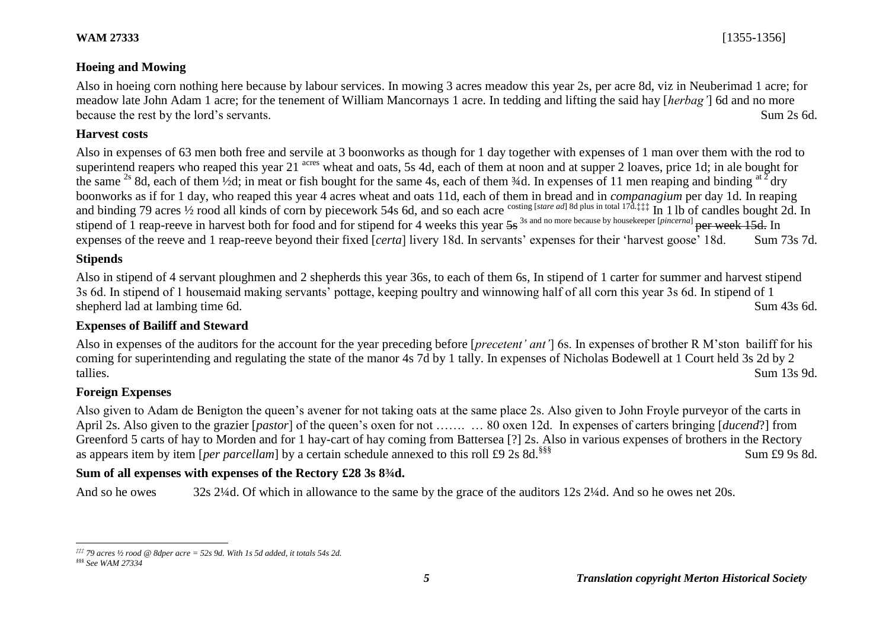**WAM 27333** [1355-1356]

### Hoeing and Mowing

Also in hoeing corn nothing here because by labour services. In mowing 3 acres meadow this year 2s, per acre 8d, viz in Neuberimad 1 acre; for meadow late John Adam 1 acre; for the tenement of William Mancornays 1 acre. In tedding and lifting the said hay [*herbag'*] 6d and no more because the rest by the lord's servants. Sum 2s 6d.

### Harvest costs

Also in expenses of 63 men both free and servile at 3 boonworks as though for 1 day together with expenses of 1 man over them with the rod to superintend reapers who reaped this year 21 acres wheat and oats, 5s 4d, each of them at noon and at supper 2 loaves, price 1d; in ale bought for the same 2s 8d, each of them ½d; in meat or fish bought for the same 4s, each of them ¾d. In expenses of 11 men reaping and binding at 2 dry boonworks as if for 1 day, who reaped this year 4 acres wheat and oats 11d, each of them in bread and in *companagium* per day 1d. In reaping and binding 79 acres ½ rood all kinds of corn by piecework 54s 6d, and so each acre costing [*stare ad*] 8d plus in total 17d.[‡‡‡] In 1 lb of candles bought 2d. In stipend of 1 reap-reeve in harvest both for food and for stipend for 4 weeks this year ~~5s~~ 3s and no more because by housekeeper [*pincerna*] ~~per week 15d.~~ In expenses of the reeve and 1 reap-reeve beyond their fixed [*certa*] livery 18d. In servants' expenses for their 'harvest goose' 18d. Sum 73s 7d.

### Stipends

Also in stipend of 4 servant ploughmen and 2 shepherds this year 36s, to each of them 6s, In stipend of 1 carter for summer and harvest stipend 3s 6d. In stipend of 1 housemaid making servants' pottage, keeping poultry and winnowing half of all corn this year 3s 6d. In stipend of 1 shepherd lad at lambing time 6d. Sum 43s 6d.

### Expenses of Bailiff and Steward

Also in expenses of the auditors for the account for the year preceding before [*precetent' ant'*] 6s. In expenses of brother R M'ston bailiff for his coming for superintending and regulating the state of the manor 4s 7d by 1 tally. In expenses of Nicholas Bodewell at 1 Court held 3s 2d by 2 tallies. Sum 13s 9d.

### Foreign Expenses

Also given to Adam de Benigton the queen's avener for not taking oats at the same place 2s. Also given to John Froyle purveyor of the carts in April 2s. Also given to the grazier [*pastor*] of the queen's oxen for not ……. … 80 oxen 12d. In expenses of carters bringing [*ducend*?] from Greenford 5 carts of hay to Morden and for 1 hay-cart of hay coming from Battersea [?] 2s. Also in various expenses of brothers in the Rectory as appears item by item [*per parcellam*] by a certain schedule annexed to this roll £9 2s 8d.[§§§] Sum £9 9s 8d.

**Sum of all expenses with expenses of the Rectory £28 3s 8¾d.**

And so he owes 32s 2¼d. Of which in allowance to the same by the grace of the auditors 12s 2¼d. And so he owes net 20s.

---

[‡‡‡] *79 acres ½ rood @ 8dper acre = 52s 9d. With 1s 5d added, it totals 54s 2d.*

[§§§] *See WAM 27334*

*Translation copyright Merton Historical Society*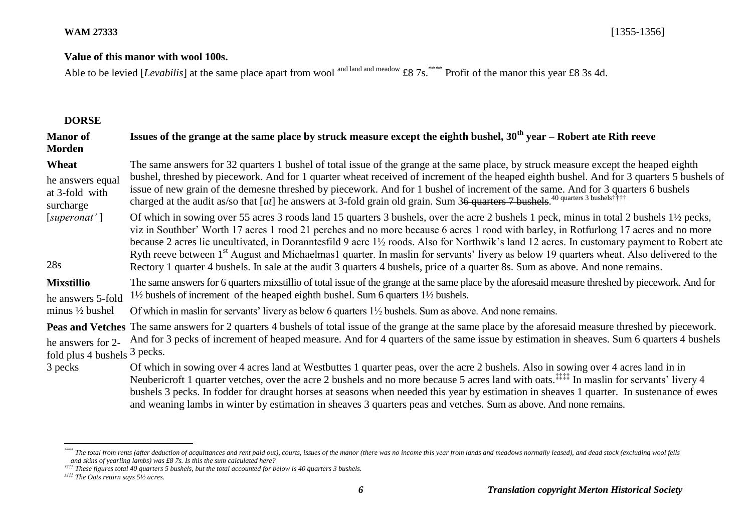**WAM 27333** [1355-1356]

**Value of this manor with wool 100s.**

Able to be levied [*Levabilis*] at the same place apart from wool and land and meadow £8 7s.[****] Profit of the manor this year £8 3s 4d.

## DORSE

| | |
|---|---|
| **Manor of Morden** | **Issues of the grange at the same place by struck measure except the eighth bushel, 30th year – Robert ate Rith reeve** |
| **Wheat**<br>he answers equal at 3-fold with surcharge [*superonat'* ] | The same answers for 32 quarters 1 bushel of total issue of the grange at the same place, by struck measure except the heaped eighth bushel, threshed by piecework. And for 1 quarter wheat received of increment of the heaped eighth bushel. And for 3 quarters 5 bushels of issue of new grain of the demesne threshed by piecework. And for 1 bushel of increment of the same. And for 3 quarters 6 bushels charged at the audit as/so that [*ut*] he answers at 3-fold grain old grain. Sum 3~~6 quarters 7 bushels~~.40 quarters 3 bushels[††††] |
| 28s | Of which in sowing over 55 acres 3 roods land 15 quarters 3 bushels, over the acre 2 bushels 1 peck, minus in total 2 bushels 1½ pecks, viz in Southber' Worth 17 acres 1 rood 21 perches and no more because 6 acres 1 rood with barley, in Rotfurlong 17 acres and no more because 2 acres lie uncultivated, in Doranntesfild 9 acre 1½ roods. Also for Northwik's land 12 acres. In customary payment to Robert ate Ryth reeve between 1st August and Michaelmas1 quarter. In maslin for servants' livery as below 19 quarters wheat. Also delivered to the Rectory 1 quarter 4 bushels. In sale at the audit 3 quarters 4 bushels, price of a quarter 8s. Sum as above. And none remains. |
| **Mixstillio**<br>he answers 5-fold minus ½ bushel | The same answers for 6 quarters mixstillio of total issue of the grange at the same place by the aforesaid measure threshed by piecework. And for 1½ bushels of increment of the heaped eighth bushel. Sum 6 quarters 1½ bushels.<br>Of which in maslin for servants' livery as below 6 quarters 1½ bushels. Sum as above. And none remains. |
| **Peas and Vetches**<br>he answers for 2-fold plus 4 bushels 3 pecks | The same answers for 2 quarters 4 bushels of total issue of the grange at the same place by the aforesaid measure threshed by piecework. And for 3 pecks of increment of heaped measure. And for 4 quarters of the same issue by estimation in sheaves. Sum 6 quarters 4 bushels 3 pecks.<br>Of which in sowing over 4 acres land at Westbuttes 1 quarter peas, over the acre 2 bushels. Also in sowing over 4 acres land in in Neubericroft 1 quarter vetches, over the acre 2 bushels and no more because 5 acres land with oats.[‡‡‡‡] In maslin for servants' livery 4 bushels 3 pecks. In fodder for draught horses at seasons when needed this year by estimation in sheaves 1 quarter. In sustenance of ewes and weaning lambs in winter by estimation in sheaves 3 quarters peas and vetches. Sum as above. And none remains. |

[****] *The total from rents (after deduction of acquittances and rent paid out), courts, issues of the manor (there was no income this year from lands and meadows normally leased), and dead stock (excluding wool fells and skins of yearling lambs) was £8 7s. Is this the sum calculated here?*

[††††] *These figures total 40 quarters 5 bushels, but the total accounted for below is 40 quarters 3 bushels.*

[‡‡‡‡] *The Oats return says 5½ acres.*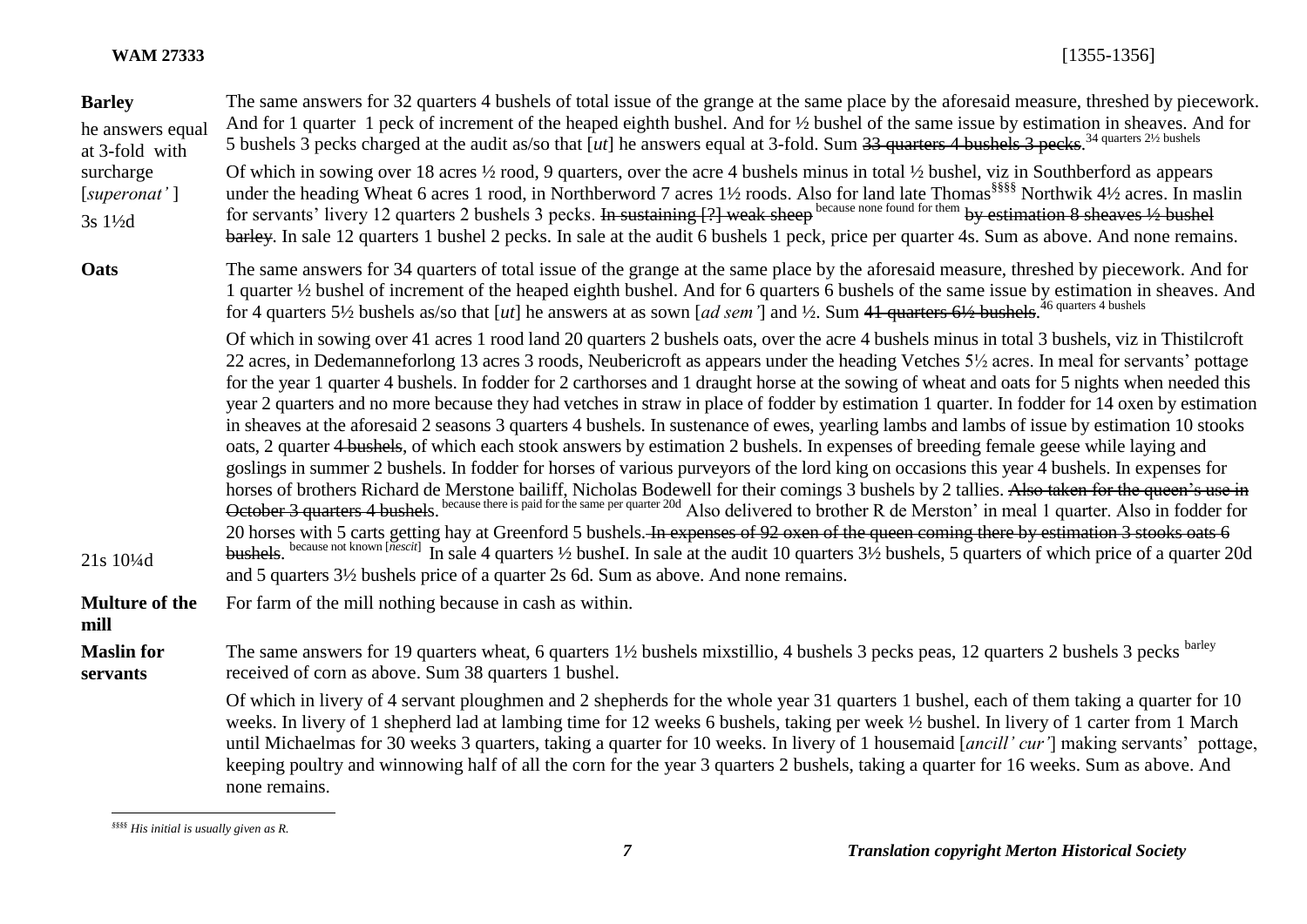| | |
|---|---|
| **Barley**<br>he answers equal at 3-fold with surcharge [*superonat'* ]<br>3s 1½d | The same answers for 32 quarters 4 bushels of total issue of the grange at the same place by the aforesaid measure, threshed by piecework. And for 1 quarter 1 peck of increment of the heaped eighth bushel. And for ½ bushel of the same issue by estimation in sheaves. And for 5 bushels 3 pecks charged at the audit as/so that [*ut*] he answers equal at 3-fold. Sum ~~33 quarters 4 bushels 3 pecks~~. 34 quarters 2½ bushels<br><br>Of which in sowing over 18 acres ½ rood, 9 quarters, over the acre 4 bushels minus in total ½ bushel, viz in Southberford as appears under the heading Wheat 6 acres 1 rood, in Northberword 7 acres 1½ roods. Also for land late Thomas[§§§§] Northwik 4½ acres. In maslin for servants' livery 12 quarters 2 bushels 3 pecks. ~~In sustaining [?] weak sheep~~ because none found for them ~~by estimation 8 sheaves ½ bushel barley~~. In sale 12 quarters 1 bushel 2 pecks. In sale at the audit 6 bushels 1 peck, price per quarter 4s. Sum as above. And none remains. |
| **Oats**<br><br>21s 10¼d | The same answers for 34 quarters of total issue of the grange at the same place by the aforesaid measure, threshed by piecework. And for 1 quarter ½ bushel of increment of the heaped eighth bushel. And for 6 quarters 6 bushels of the same issue by estimation in sheaves. And for 4 quarters 5½ bushels as/so that [*ut*] he answers at as sown [*ad sem'*] and ½. Sum ~~41 quarters 6½ bushels~~. 46 quarters 4 bushels<br><br>Of which in sowing over 41 acres 1 rood land 20 quarters 2 bushels oats, over the acre 4 bushels minus in total 3 bushels, viz in Thistilcroft 22 acres, in Dedemanneforlong 13 acres 3 roods, Neubericroft as appears under the heading Vetches 5½ acres. In meal for servants' pottage for the year 1 quarter 4 bushels. In fodder for 2 carthorses and 1 draught horse at the sowing of wheat and oats for 5 nights when needed this year 2 quarters and no more because they had vetches in straw in place of fodder by estimation 1 quarter. In fodder for 14 oxen by estimation in sheaves at the aforesaid 2 seasons 3 quarters 4 bushels. In sustenance of ewes, yearling lambs and lambs of issue by estimation 10 stooks oats, 2 quarter ~~4 bushels~~, of which each stook answers by estimation 2 bushels. In expenses of breeding female geese while laying and goslings in summer 2 bushels. In fodder for horses of various purveyors of the lord king on occasions this year 4 bushels. In expenses for horses of brothers Richard de Merstone bailiff, Nicholas Bodewell for their comings 3 bushels by 2 tallies. ~~Also taken for the queen's use in October 3 quarters 4 bushels~~. because there is paid for the same per quarter 20d Also delivered to brother R de Merston' in meal 1 quarter. Also in fodder for 20 horses with 5 carts getting hay at Greenford 5 bushels. ~~In expenses of 92 oxen of the queen coming there by estimation 3 stooks oats 6 bushels~~. because not known [*nescit*] In sale 4 quarters ½ busheI. In sale at the audit 10 quarters 3½ bushels, 5 quarters of which price of a quarter 20d and 5 quarters 3½ bushels price of a quarter 2s 6d. Sum as above. And none remains. |
| **Multure of the mill** | For farm of the mill nothing because in cash as within. |
| **Maslin for servants** | The same answers for 19 quarters wheat, 6 quarters 1½ bushels mixstillio, 4 bushels 3 pecks peas, 12 quarters 2 bushels 3 pecks barley received of corn as above. Sum 38 quarters 1 bushel.<br><br>Of which in livery of 4 servant ploughmen and 2 shepherds for the whole year 31 quarters 1 bushel, each of them taking a quarter for 10 weeks. In livery of 1 shepherd lad at lambing time for 12 weeks 6 bushels, taking per week ½ bushel. In livery of 1 carter from 1 March until Michaelmas for 30 weeks 3 quarters, taking a quarter for 10 weeks. In livery of 1 housemaid [*ancill' cur'*] making servants' pottage, keeping poultry and winnowing half of all the corn for the year 3 quarters 2 bushels, taking a quarter for 16 weeks. Sum as above. And none remains. |

[§§§§] *His initial is usually given as R.*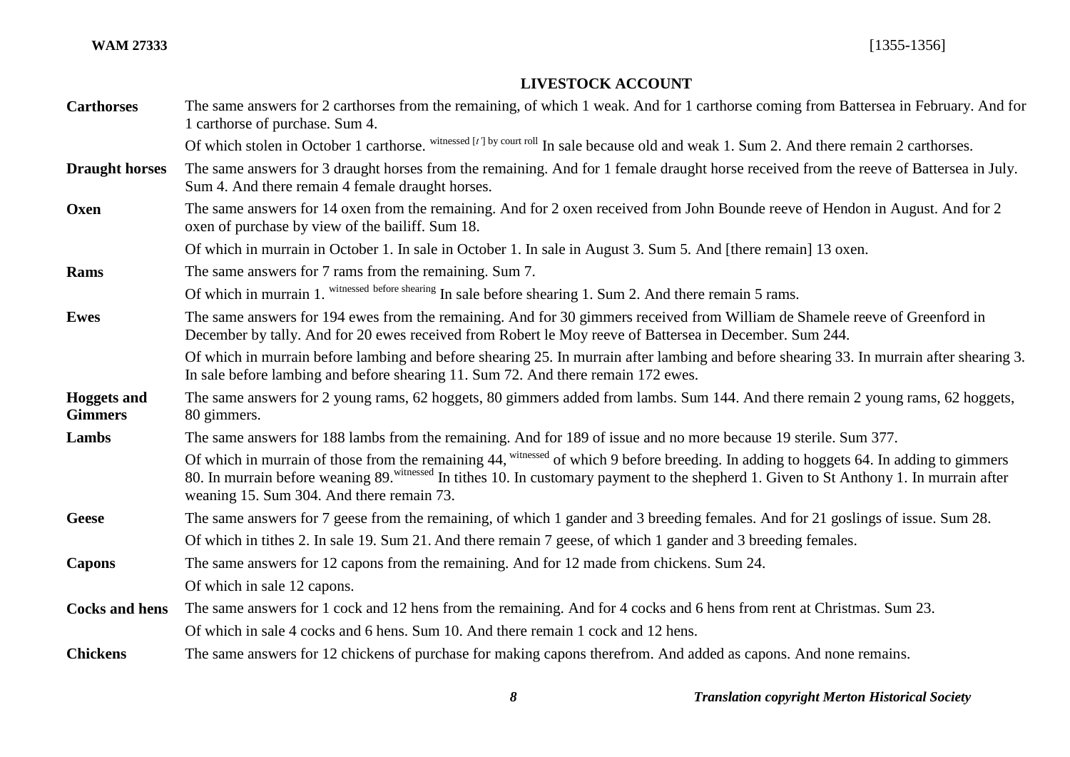**WAM 27333** [1355-1356]

## LIVESTOCK ACCOUNT

| | |
|---|---|
| **Carthorses** | The same answers for 2 carthorses from the remaining, of which 1 weak. And for 1 carthorse coming from Battersea in February. And for 1 carthorse of purchase. Sum 4. |
| | Of which stolen in October 1 carthorse. [witnessed [*t'*] by court roll] In sale because old and weak 1. Sum 2. And there remain 2 carthorses. |
| **Draught horses** | The same answers for 3 draught horses from the remaining. And for 1 female draught horse received from the reeve of Battersea in July. Sum 4. And there remain 4 female draught horses. |
| **Oxen** | The same answers for 14 oxen from the remaining. And for 2 oxen received from John Bounde reeve of Hendon in August. And for 2 oxen of purchase by view of the bailiff. Sum 18. |
| | Of which in murrain in October 1. In sale in October 1. In sale in August 3. Sum 5. And [there remain] 13 oxen. |
| **Rams** | The same answers for 7 rams from the remaining. Sum 7. |
| | Of which in murrain 1. [witnessed before shearing] In sale before shearing 1. Sum 2. And there remain 5 rams. |
| **Ewes** | The same answers for 194 ewes from the remaining. And for 30 gimmers received from William de Shamele reeve of Greenford in December by tally. And for 20 ewes received from Robert le Moy reeve of Battersea in December. Sum 244. |
| | Of which in murrain before lambing and before shearing 25. In murrain after lambing and before shearing 33. In murrain after shearing 3. In sale before lambing and before shearing 11. Sum 72. And there remain 172 ewes. |
| **Hoggets and Gimmers** | The same answers for 2 young rams, 62 hoggets, 80 gimmers added from lambs. Sum 144. And there remain 2 young rams, 62 hoggets, 80 gimmers. |
| **Lambs** | The same answers for 188 lambs from the remaining. And for 189 of issue and no more because 19 sterile. Sum 377. |
| | Of which in murrain of those from the remaining 44, [witnessed] of which 9 before breeding. In adding to hoggets 64. In adding to gimmers 80. In murrain before weaning 89.[witnessed] In tithes 10. In customary payment to the shepherd 1. Given to St Anthony 1. In murrain after weaning 15. Sum 304. And there remain 73. |
| **Geese** | The same answers for 7 geese from the remaining, of which 1 gander and 3 breeding females. And for 21 goslings of issue. Sum 28. |
| | Of which in tithes 2. In sale 19. Sum 21. And there remain 7 geese, of which 1 gander and 3 breeding females. |
| **Capons** | The same answers for 12 capons from the remaining. And for 12 made from chickens. Sum 24. |
| | Of which in sale 12 capons. |
| **Cocks and hens** | The same answers for 1 cock and 12 hens from the remaining. And for 4 cocks and 6 hens from rent at Christmas. Sum 23. |
| | Of which in sale 4 cocks and 6 hens. Sum 10. And there remain 1 cock and 12 hens. |
| **Chickens** | The same answers for 12 chickens of purchase for making capons therefrom. And added as capons. And none remains. |

***Translation copyright Merton Historical Society***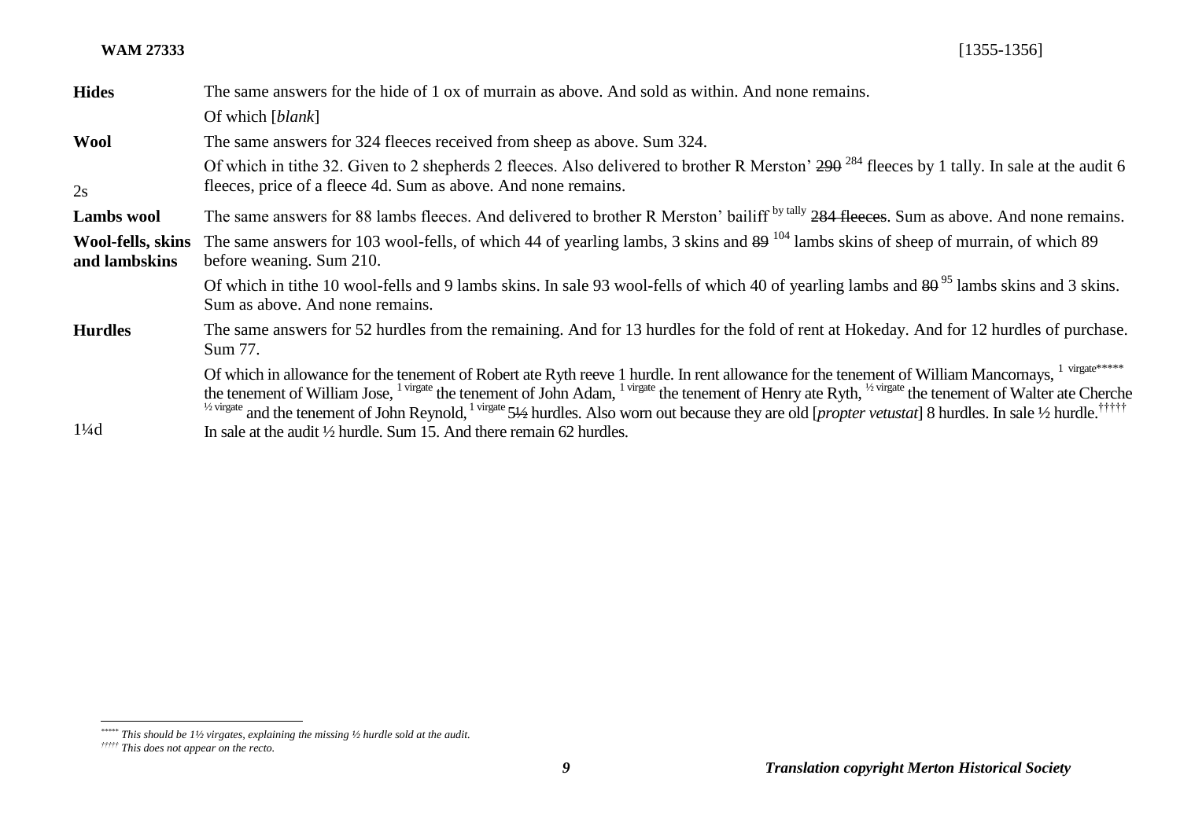| | |
|---|---|
| **Hides** | The same answers for the hide of 1 ox of murrain as above. And sold as within. And none remains. |
| | Of which [*blank*] |
| **Wool** | The same answers for 324 fleeces received from sheep as above. Sum 324. |
| 2s | Of which in tithe 32. Given to 2 shepherds 2 fleeces. Also delivered to brother R Merston' ~~290~~ 284 fleeces by 1 tally. In sale at the audit 6 fleeces, price of a fleece 4d. Sum as above. And none remains. |
| **Lambs wool** | The same answers for 88 lambs fleeces. And delivered to brother R Merston' bailiff by tally ~~284 fleeces~~. Sum as above. And none remains. |
| **Wool-fells, skins and lambskins** | The same answers for 103 wool-fells, of which 44 of yearling lambs, 3 skins and ~~89~~ 104 lambs skins of sheep of murrain, of which 89 before weaning. Sum 210. |
| | Of which in tithe 10 wool-fells and 9 lambs skins. In sale 93 wool-fells of which 40 of yearling lambs and ~~80~~ 95 lambs skins and 3 skins. Sum as above. And none remains. |
| **Hurdles** | The same answers for 52 hurdles from the remaining. And for 13 hurdles for the fold of rent at Hokeday. And for 12 hurdles of purchase. Sum 77. |
| 1¼d | Of which in allowance for the tenement of Robert ate Ryth reeve 1 hurdle. In rent allowance for the tenement of William Mancornays, 1 virgate[*****] the tenement of William Jose, 1 virgate the tenement of John Adam, 1 virgate the tenement of Henry ate Ryth, ½ virgate the tenement of Walter ate Cherche ½ virgate and the tenement of John Reynold, 1 virgate ~~5½~~ hurdles. Also worn out because they are old [*propter vetustat*] 8 hurdles. In sale ½ hurdle.[†††††] In sale at the audit ½ hurdle. Sum 15. And there remain 62 hurdles. |

[*****] *This should be 1½ virgates, explaining the missing ½ hurdle sold at the audit.*

[†††††] *This does not appear on the recto.*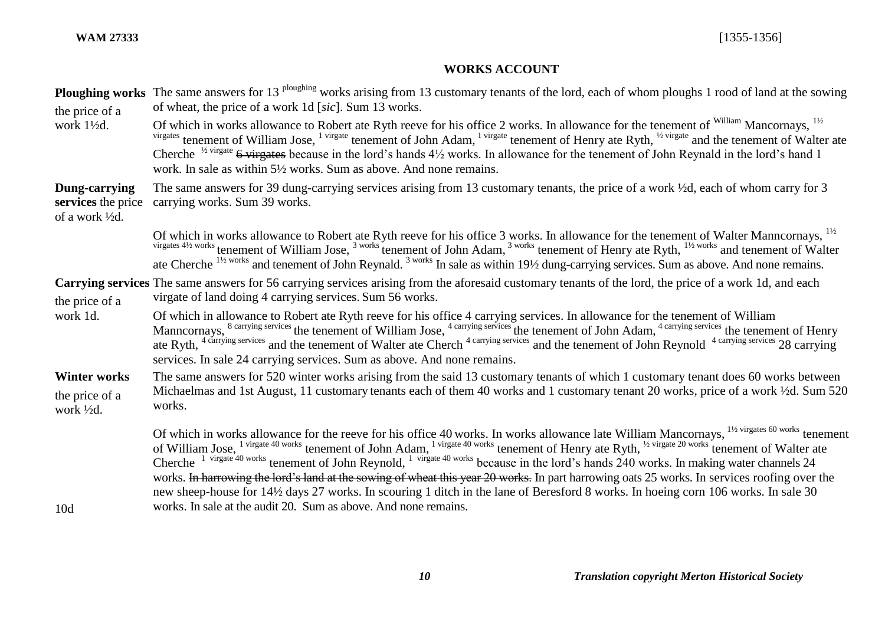**WAM 27333** [1355-1356]

## WORKS ACCOUNT

**Ploughing works** the price of a work 1½d.

The same answers for 13 [ploughing] works arising from 13 customary tenants of the lord, each of whom ploughs 1 rood of land at the sowing of wheat, the price of a work 1d [*sic*]. Sum 13 works.

Of which in works allowance to Robert ate Ryth reeve for his office 2 works. In allowance for the tenement of [William] Mancornays, [1½ virgates] tenement of William Jose, [1 virgate] tenement of John Adam, [1 virgate] tenement of Henry ate Ryth, [½ virgate] and the tenement of Walter ate Cherche [½ virgate] ~~6 virgates~~ because in the lord's hands 4½ works. In allowance for the tenement of John Reynald in the lord's hand 1 work. In sale as within 5½ works. Sum as above. And none remains.

**Dung-carrying services** the price of a work ½d.

The same answers for 39 dung-carrying services arising from 13 customary tenants, the price of a work ½d, each of whom carry for 3 carrying works. Sum 39 works.

Of which in works allowance to Robert ate Ryth reeve for his office 3 works. In allowance for the tenement of Walter Manncornays, [1½ virgates 4½ works] tenement of William Jose, [3 works] tenement of John Adam, [3 works] tenement of Henry ate Ryth, [1½ works] and tenement of Walter ate Cherche [1½ works] and tenement of John Reynald. [3 works] In sale as within 19½ dung-carrying services. Sum as above. And none remains.

**Carrying services** the price of a work 1d.

The same answers for 56 carrying services arising from the aforesaid customary tenants of the lord, the price of a work 1d, and each virgate of land doing 4 carrying services. Sum 56 works.

Of which in allowance to Robert ate Ryth reeve for his office 4 carrying services. In allowance for the tenement of William Manncornays, [8 carrying services] the tenement of William Jose, [4 carrying services] the tenement of John Adam, [4 carrying services] the tenement of Henry ate Ryth, [4 carrying services] and the tenement of Walter ate Cherch [4 carrying services] and the tenement of John Reynold [4 carrying services] 28 carrying services. In sale 24 carrying services. Sum as above. And none remains.

**Winter works** the price of a work ½d.

The same answers for 520 winter works arising from the said 13 customary tenants of which 1 customary tenant does 60 works between Michaelmas and 1st August, 11 customary tenants each of them 40 works and 1 customary tenant 20 works, price of a work ½d. Sum 520 works.

Of which in works allowance for the reeve for his office 40 works. In works allowance late William Mancornays, [1½ virgates 60 works] tenement of William Jose, [1 virgate 40 works] tenement of John Adam, [1 virgate 40 works] tenement of Henry ate Ryth, [½ virgate 20 works] tenement of Walter ate Cherche [1 virgate 40 works] tenement of John Reynold, [1 virgate 40 works] because in the lord's hands 240 works. In making water channels 24 works. ~~In harrowing the lord's land at the sowing of wheat this year 20 works.~~ In part harrowing oats 25 works. In services roofing over the new sheep-house for 14½ days 27 works. In scouring 1 ditch in the lane of Beresford 8 works. In hoeing corn 106 works. In sale 30 works. In sale at the audit 20. Sum as above. And none remains.

10d

*Translation copyright Merton Historical Society*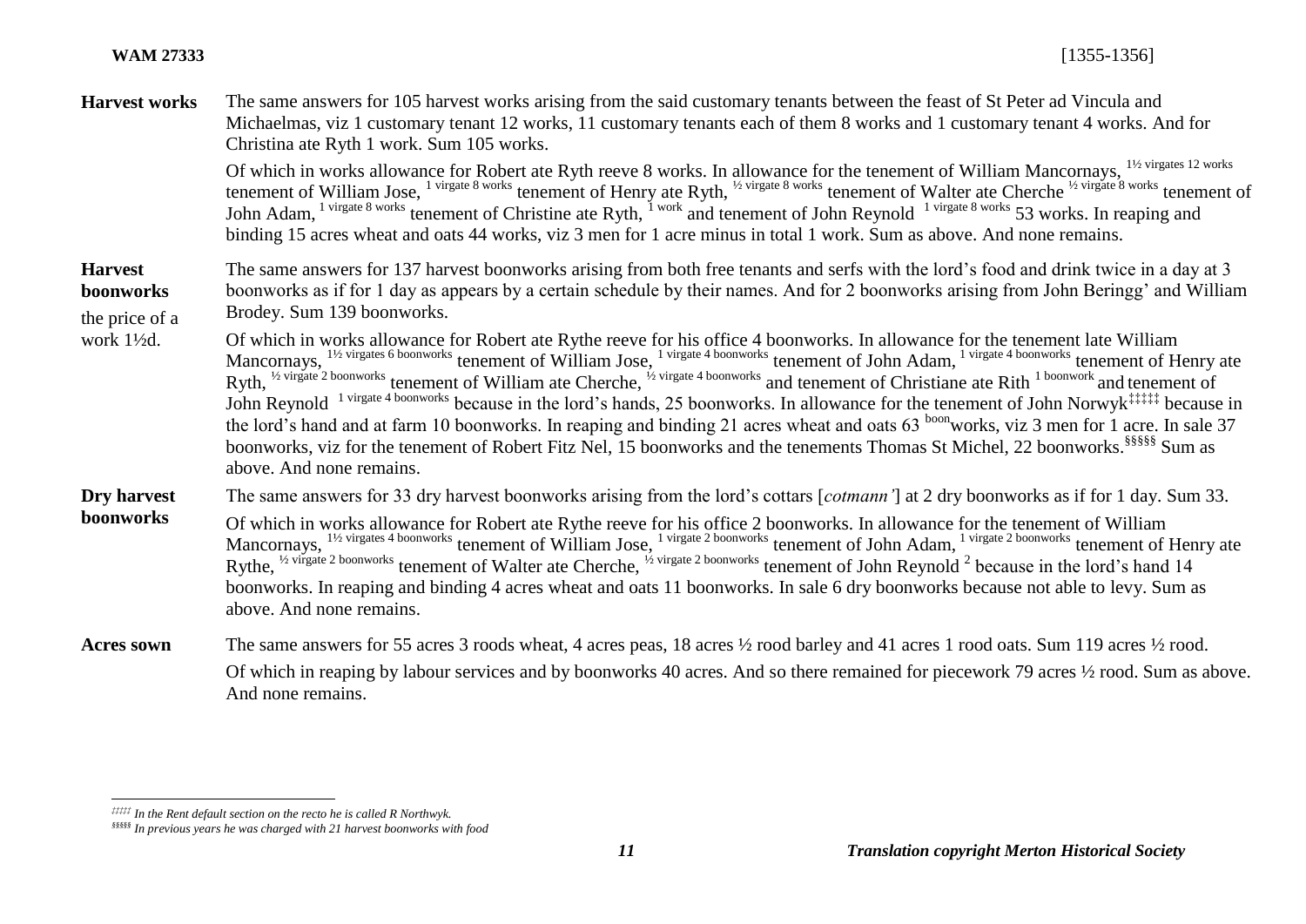**WAM 27333** [1355-1356]

**Harvest works**

The same answers for 105 harvest works arising from the said customary tenants between the feast of St Peter ad Vincula and Michaelmas, viz 1 customary tenant 12 works, 11 customary tenants each of them 8 works and 1 customary tenant 4 works. And for Christina ate Ryth 1 work. Sum 105 works.

Of which in works allowance for Robert ate Ryth reeve 8 works. In allowance for the tenement of William Mancornays, [1½ virgates 12 works] tenement of William Jose, [1 virgate 8 works] tenement of Henry ate Ryth, [½ virgate 8 works] tenement of Walter ate Cherche [½ virgate 8 works] tenement of John Adam, [1 virgate 8 works] tenement of Christine ate Ryth, [1 work] and tenement of John Reynold [1 virgate 8 works] 53 works. In reaping and binding 15 acres wheat and oats 44 works, viz 3 men for 1 acre minus in total 1 work. Sum as above. And none remains.

**Harvest boonworks**

the price of a work 1½d.

The same answers for 137 harvest boonworks arising from both free tenants and serfs with the lord's food and drink twice in a day at 3 boonworks as if for 1 day as appears by a certain schedule by their names. And for 2 boonworks arising from John Beringg' and William Brodey. Sum 139 boonworks.

Of which in works allowance for Robert ate Rythe reeve for his office 4 boonworks. In allowance for the tenement late William Mancornays, [1½ virgates 6 boonworks] tenement of William Jose, [1 virgate 4 boonworks] tenement of John Adam, [1 virgate 4 boonworks] tenement of Henry ate Ryth, [½ virgate 2 boonworks] tenement of William ate Cherche, [½ virgate 4 boonworks] and tenement of Christiane ate Rith [1 boonwork] and tenement of John Reynold [1 virgate 4 boonworks] because in the lord's hands, 25 boonworks. In allowance for the tenement of John Norwyk[‡‡‡‡‡] because in the lord's hand and at farm 10 boonworks. In reaping and binding 21 acres wheat and oats 63 [boon]works, viz 3 men for 1 acre. In sale 37 boonworks, viz for the tenement of Robert Fitz Nel, 15 boonworks and the tenements Thomas St Michel, 22 boonworks.[§§§§§] Sum as above. And none remains.

**Dry harvest boonworks**

The same answers for 33 dry harvest boonworks arising from the lord's cottars [*cotmann'*] at 2 dry boonworks as if for 1 day. Sum 33.

Of which in works allowance for Robert ate Rythe reeve for his office 2 boonworks. In allowance for the tenement of William Mancornays, [1½ virgates 4 boonworks] tenement of William Jose, [1 virgate 2 boonworks] tenement of John Adam, [1 virgate 2 boonworks] tenement of Henry ate Rythe, [½ virgate 2 boonworks] tenement of Walter ate Cherche, [½ virgate 2 boonworks] tenement of John Reynold [2] because in the lord's hand 14 boonworks. In reaping and binding 4 acres wheat and oats 11 boonworks. In sale 6 dry boonworks because not able to levy. Sum as above. And none remains.

**Acres sown**

The same answers for 55 acres 3 roods wheat, 4 acres peas, 18 acres ½ rood barley and 41 acres 1 rood oats. Sum 119 acres ½ rood.

Of which in reaping by labour services and by boonworks 40 acres. And so there remained for piecework 79 acres ½ rood. Sum as above. And none remains.

---

*‡‡‡‡‡ In the Rent default section on the recto he is called R Northwyk.*

*§§§§§ In previous years he was charged with 21 harvest boonworks with food*

***Translation copyright Merton Historical Society***